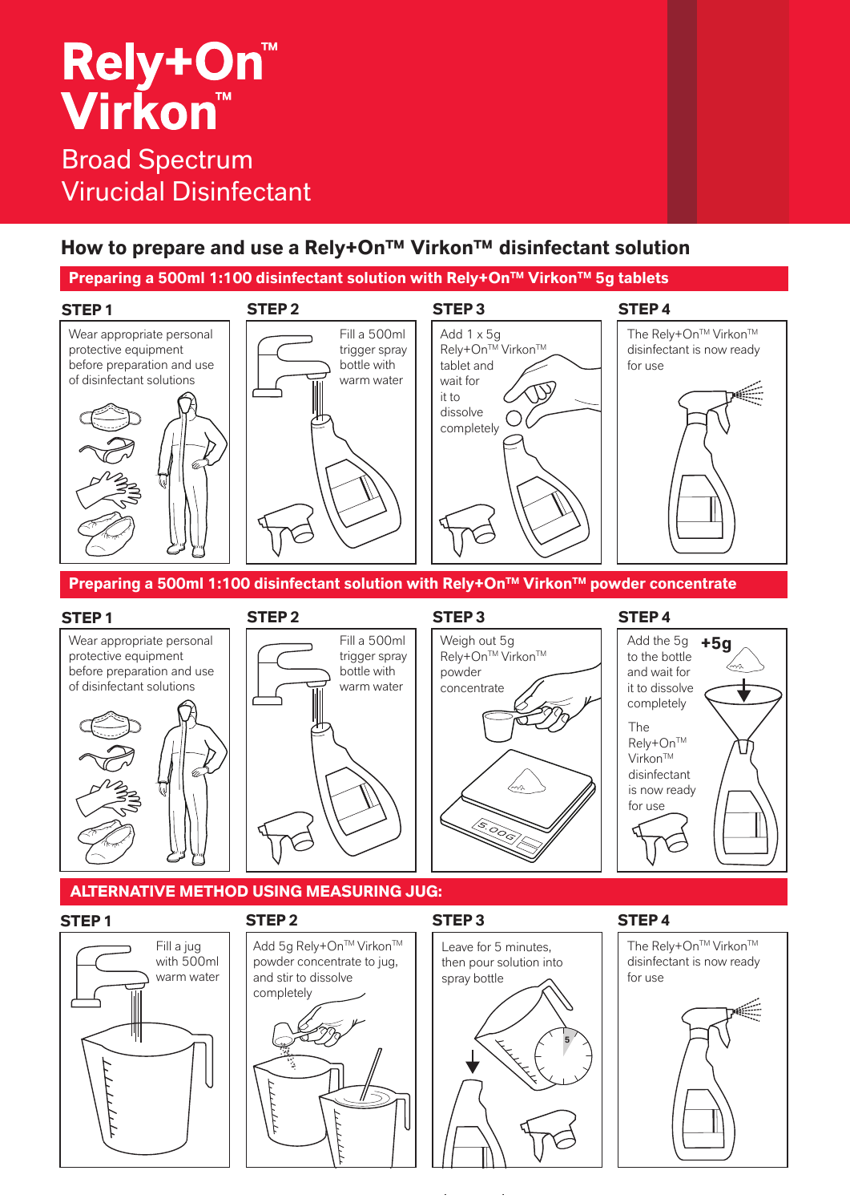# Rely+On™ Virkon™

Broad Spectrum Virucidal Disinfectant

## How to prepare and use a Rely+On™ Virkon™ disinfectant solution

### Preparing a 500ml 1:100 disinfectant solution with Rely+On™ Virkon™ 5g tablets

**STEP 1**

Wear appropriate personal protective equipment before preparation and use of disinfectant solutions

**STEP 2**

Fill a 500ml trigger spray bottle with warm water

**STEP 3**

Add 1 x 5g Rely+On™ Virkon™ tablet and wait for it to dissolve completely

**STEP 4**

The Rely+On™ Virkon™ disinfectant is now ready for use

### Preparing a 500ml 1:100 disinfectant solution with Rely+On™ Virkon™ powder concentrate

**STEP 1**

Wear appropriate personal protective equipment before preparation and use of disinfectant solutions

**STEP 2**

Fill a 500ml trigger spray bottle with warm water

**STEP 3**

Weigh out 5g Rely+On™ Virkon™ powder concentrate

5.00G

**STEP 4**

+5g

Add the 5g to the bottle and wait for it to dissolve completely

The Rely+On™ Virkon™ disinfectant is now ready for use

### ALTERNATIVE METHOD USING MEASURING JUG:

**STEP 1**

Fill a jug with 500ml warm water

**STEP 2**

Add 5g Rely+On™ Virkon™ powder concentrate to jug, and stir to dissolve completely

**STEP 3**

Leave for 5 minutes, then pour solution into spray bottle

**STEP 4**

The Rely+On™ Virkon™ disinfectant is now ready for use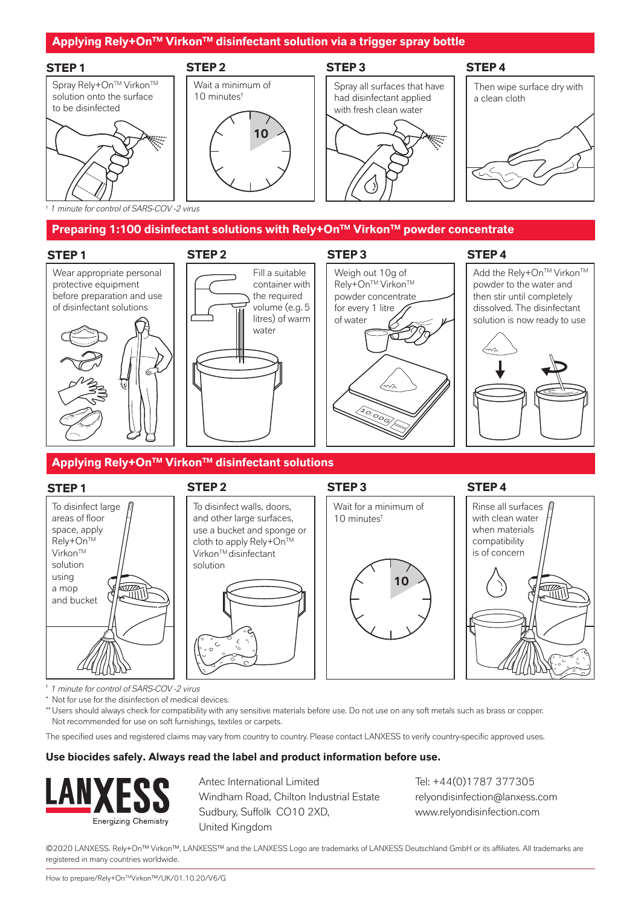## Applying Rely+On™ Virkon™ disinfectant solution via a trigger spray bottle

### STEP 1

Spray Rely+On™ Virkon™ solution onto the surface to be disinfected

### STEP 2

Wait a minimum of 10 minutes†

10

### STEP 3

Spray all surfaces that have had disinfectant applied with fresh clean water

### STEP 4

Then wipe surface dry with a clean cloth

*† 1 minute for control of SARS-COV -2 virus*

## Preparing 1:100 disinfectant solutions with Rely+On™ Virkon™ powder concentrate

### STEP 1

Wear appropriate personal protective equipment before preparation and use of disinfectant solutions

### STEP 2

Fill a suitable container with the required volume (e.g. 5 litres) of warm water

### STEP 3

Weigh out 10g of Rely+On™ Virkon™ powder concentrate for every 1 litre of water

10.00G

### STEP 4

Add the Rely+On™ Virkon™ powder to the water and then stir until completely dissolved. The disinfectant solution is now ready to use

## Applying Rely+On™ Virkon™ disinfectant solutions

### STEP 1

To disinfect large areas of floor space, apply Rely+On™ Virkon™ solution using a mop and bucket

### STEP 2

To disinfect walls, doors, and other large surfaces, use a bucket and sponge or cloth to apply Rely+On™ Virkon™ disinfectant solution

### STEP 3

Wait for a minimum of 10 minutes†

10

### STEP 4

Rinse all surfaces with clean water when materials compatibility is of concern

*† 1 minute for control of SARS-COV -2 virus*

\* Not for use for the disinfection of medical devices.

\*\* Users should always check for compatibility with any sensitive materials before use. Do not use on any soft metals such as brass or copper. Not recommended for use on soft furnishings, textiles or carpets.

The specified uses and registered claims may vary from country to country. Please contact LANXESS to verify country-specific approved uses.

**Use biocides safely. Always read the label and product information before use.**

LANXESS
Energizing Chemistry

Antec International Limited
Windham Road, Chilton Industrial Estate
Sudbury, Suffolk CO10 2XD,
United Kingdom

Tel: +44(0)1787 377305
relyondisinfection@lanxess.com
www.relyondisinfection.com

©2020 LANXESS. Rely+On™ Virkon™, LANXESS™ and the LANXESS Logo are trademarks of LANXESS Deutschland GmbH or its affiliates. All trademarks are registered in many countries worldwide.

How to prepare/Rely+On™Virkon™/UK/01.10.20/V6/G